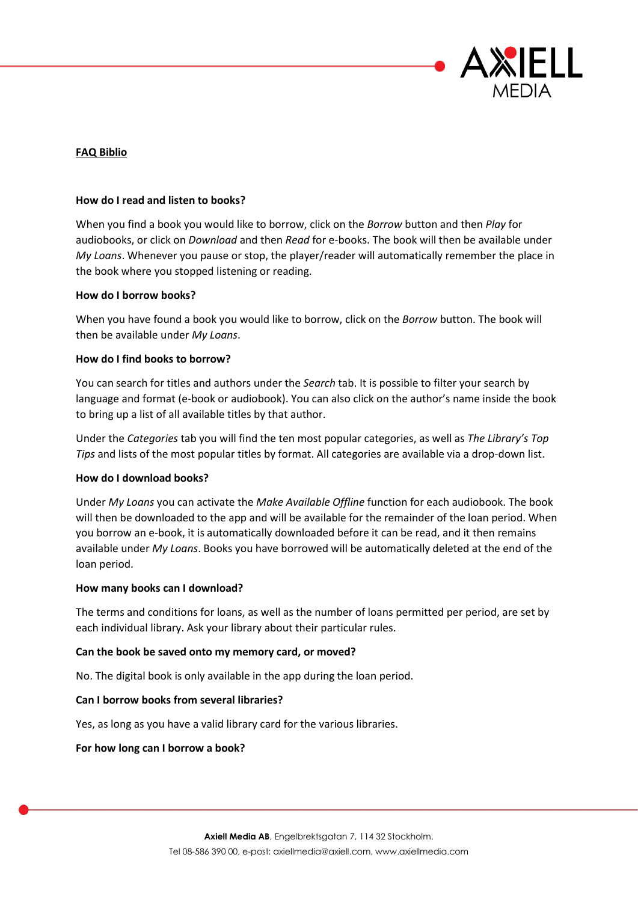**FAQ Biblio**

**How do I read and listen to books?**

When you find a book you would like to borrow, click on the *Borrow* button and then *Play* for audiobooks, or click on *Download* and then *Read* for e-books. The book will then be available under *My Loans*. Whenever you pause or stop, the player/reader will automatically remember the place in the book where you stopped listening or reading.

**How do I borrow books?**

When you have found a book you would like to borrow, click on the *Borrow* button. The book will then be available under *My Loans*.

**How do I find books to borrow?**

You can search for titles and authors under the *Search* tab. It is possible to filter your search by language and format (e-book or audiobook). You can also click on the author's name inside the book to bring up a list of all available titles by that author.

Under the *Categories* tab you will find the ten most popular categories, as well as *The Library's Top Tips* and lists of the most popular titles by format. All categories are available via a drop-down list.

**How do I download books?**

Under *My Loans* you can activate the *Make Available Offline* function for each audiobook. The book will then be downloaded to the app and will be available for the remainder of the loan period. When you borrow an e-book, it is automatically downloaded before it can be read, and it then remains available under *My Loans*. Books you have borrowed will be automatically deleted at the end of the loan period.

**How many books can I download?**

The terms and conditions for loans, as well as the number of loans permitted per period, are set by each individual library. Ask your library about their particular rules.

**Can the book be saved onto my memory card, or moved?**

No. The digital book is only available in the app during the loan period.

**Can I borrow books from several libraries?**

Yes, as long as you have a valid library card for the various libraries.

**For how long can I borrow a book?**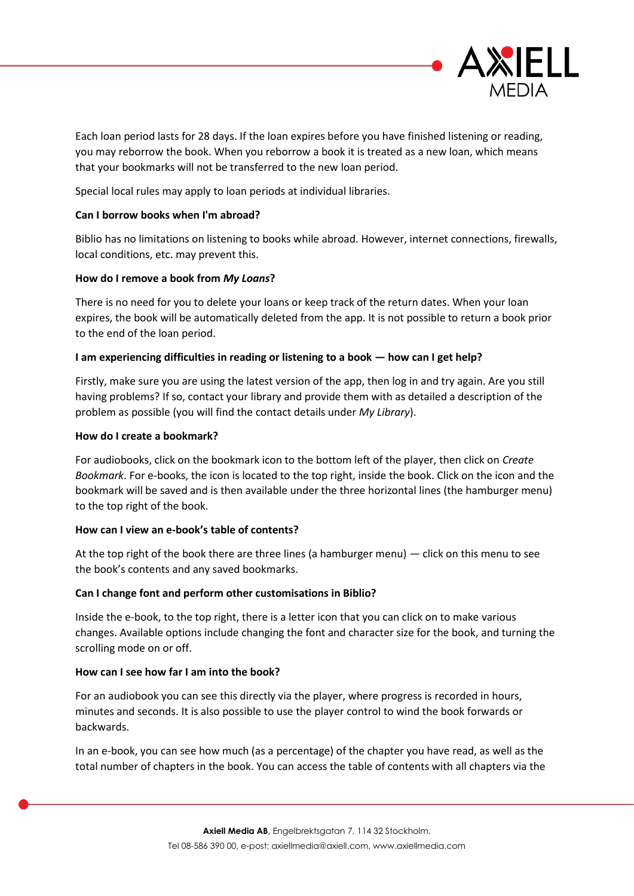Each loan period lasts for 28 days. If the loan expires before you have finished listening or reading, you may reborrow the book. When you reborrow a book it is treated as a new loan, which means that your bookmarks will not be transferred to the new loan period.

Special local rules may apply to loan periods at individual libraries.

**Can I borrow books when I'm abroad?**

Biblio has no limitations on listening to books while abroad. However, internet connections, firewalls, local conditions, etc. may prevent this.

**How do I remove a book from *My Loans*?**

There is no need for you to delete your loans or keep track of the return dates. When your loan expires, the book will be automatically deleted from the app. It is not possible to return a book prior to the end of the loan period.

**I am experiencing difficulties in reading or listening to a book — how can I get help?**

Firstly, make sure you are using the latest version of the app, then log in and try again. Are you still having problems? If so, contact your library and provide them with as detailed a description of the problem as possible (you will find the contact details under *My Library*).

**How do I create a bookmark?**

For audiobooks, click on the bookmark icon to the bottom left of the player, then click on *Create Bookmark*. For e-books, the icon is located to the top right, inside the book. Click on the icon and the bookmark will be saved and is then available under the three horizontal lines (the hamburger menu) to the top right of the book.

**How can I view an e-book's table of contents?**

At the top right of the book there are three lines (a hamburger menu) — click on this menu to see the book's contents and any saved bookmarks.

**Can I change font and perform other customisations in Biblio?**

Inside the e-book, to the top right, there is a letter icon that you can click on to make various changes. Available options include changing the font and character size for the book, and turning the scrolling mode on or off.

**How can I see how far I am into the book?**

For an audiobook you can see this directly via the player, where progress is recorded in hours, minutes and seconds. It is also possible to use the player control to wind the book forwards or backwards.

In an e-book, you can see how much (as a percentage) of the chapter you have read, as well as the total number of chapters in the book. You can access the table of contents with all chapters via the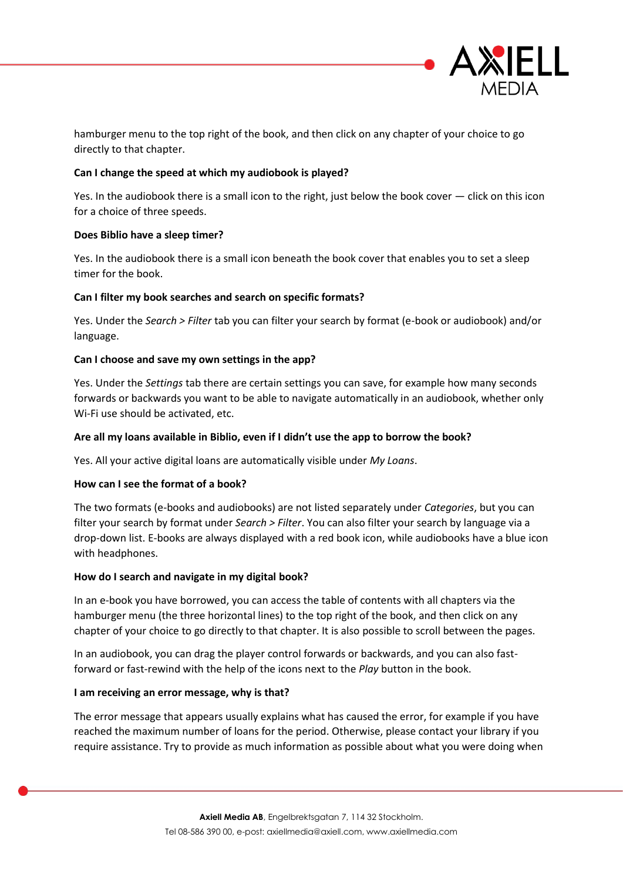hamburger menu to the top right of the book, and then click on any chapter of your choice to go directly to that chapter.

**Can I change the speed at which my audiobook is played?**

Yes. In the audiobook there is a small icon to the right, just below the book cover — click on this icon for a choice of three speeds.

**Does Biblio have a sleep timer?**

Yes. In the audiobook there is a small icon beneath the book cover that enables you to set a sleep timer for the book.

**Can I filter my book searches and search on specific formats?**

Yes. Under the *Search* > *Filter* tab you can filter your search by format (e-book or audiobook) and/or language.

**Can I choose and save my own settings in the app?**

Yes. Under the *Settings* tab there are certain settings you can save, for example how many seconds forwards or backwards you want to be able to navigate automatically in an audiobook, whether only Wi-Fi use should be activated, etc.

**Are all my loans available in Biblio, even if I didn't use the app to borrow the book?**

Yes. All your active digital loans are automatically visible under *My Loans*.

**How can I see the format of a book?**

The two formats (e-books and audiobooks) are not listed separately under *Categories*, but you can filter your search by format under *Search* > *Filter*. You can also filter your search by language via a drop-down list. E-books are always displayed with a red book icon, while audiobooks have a blue icon with headphones.

**How do I search and navigate in my digital book?**

In an e-book you have borrowed, you can access the table of contents with all chapters via the hamburger menu (the three horizontal lines) to the top right of the book, and then click on any chapter of your choice to go directly to that chapter. It is also possible to scroll between the pages.

In an audiobook, you can drag the player control forwards or backwards, and you can also fast-forward or fast-rewind with the help of the icons next to the *Play* button in the book.

**I am receiving an error message, why is that?**

The error message that appears usually explains what has caused the error, for example if you have reached the maximum number of loans for the period. Otherwise, please contact your library if you require assistance. Try to provide as much information as possible about what you were doing when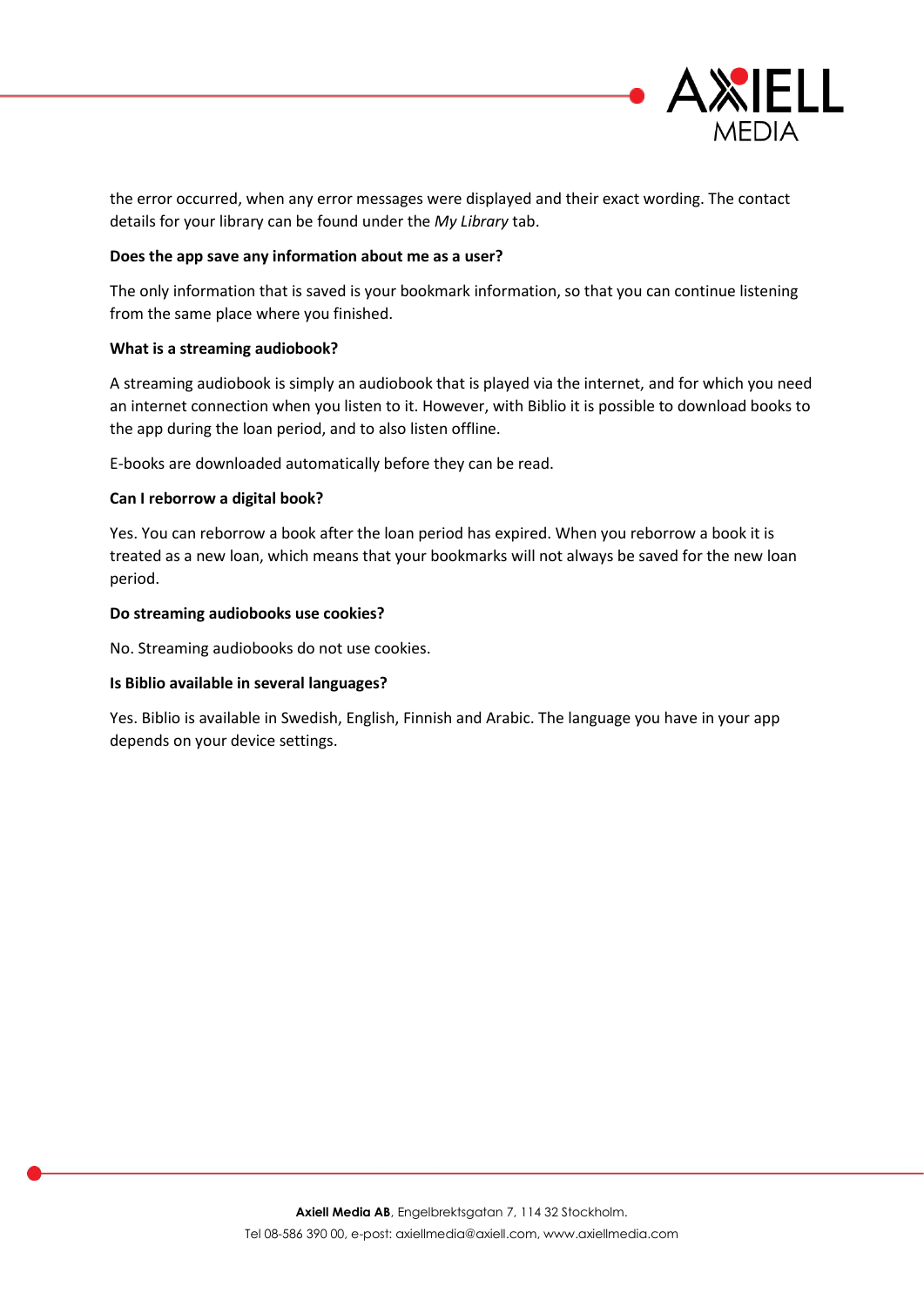the error occurred, when any error messages were displayed and their exact wording. The contact details for your library can be found under the *My Library* tab.

**Does the app save any information about me as a user?**

The only information that is saved is your bookmark information, so that you can continue listening from the same place where you finished.

**What is a streaming audiobook?**

A streaming audiobook is simply an audiobook that is played via the internet, and for which you need an internet connection when you listen to it. However, with Biblio it is possible to download books to the app during the loan period, and to also listen offline.

E-books are downloaded automatically before they can be read.

**Can I reborrow a digital book?**

Yes. You can reborrow a book after the loan period has expired. When you reborrow a book it is treated as a new loan, which means that your bookmarks will not always be saved for the new loan period.

**Do streaming audiobooks use cookies?**

No. Streaming audiobooks do not use cookies.

**Is Biblio available in several languages?**

Yes. Biblio is available in Swedish, English, Finnish and Arabic. The language you have in your app depends on your device settings.